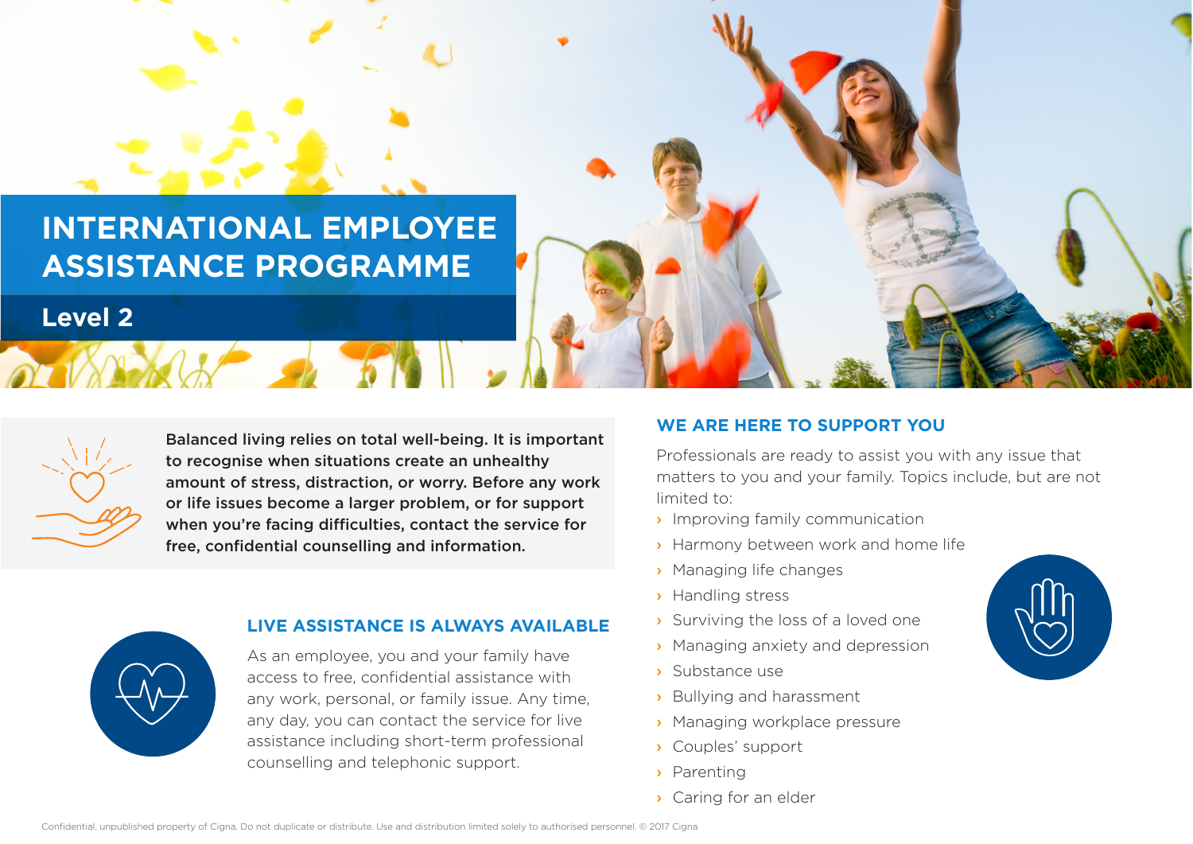# INTERNATIONAL EMPLOYEE ASSISTANCE PROGRAMME

## Level 2

**Balanced living relies on total well-being. It is important to recognise when situations create an unhealthy amount of stress, distraction, or worry. Before any work or life issues become a larger problem, or for support when you're facing difficulties, contact the service for free, confidential counselling and information.**

### LIVE ASSISTANCE IS ALWAYS AVAILABLE

As an employee, you and your family have access to free, confidential assistance with any work, personal, or family issue. Any time, any day, you can contact the service for live assistance including short-term professional counselling and telephonic support.

### WE ARE HERE TO SUPPORT YOU

Professionals are ready to assist you with any issue that matters to you and your family. Topics include, but are not limited to:

- Improving family communication
- Harmony between work and home life
- Managing life changes
- Handling stress
- Surviving the loss of a loved one
- Managing anxiety and depression
- Substance use
- Bullying and harassment
- Managing workplace pressure
- Couples' support
- Parenting
- Caring for an elder

Confidential, unpublished property of Cigna. Do not duplicate or distribute. Use and distribution limited solely to authorised personnel. © 2017 Cigna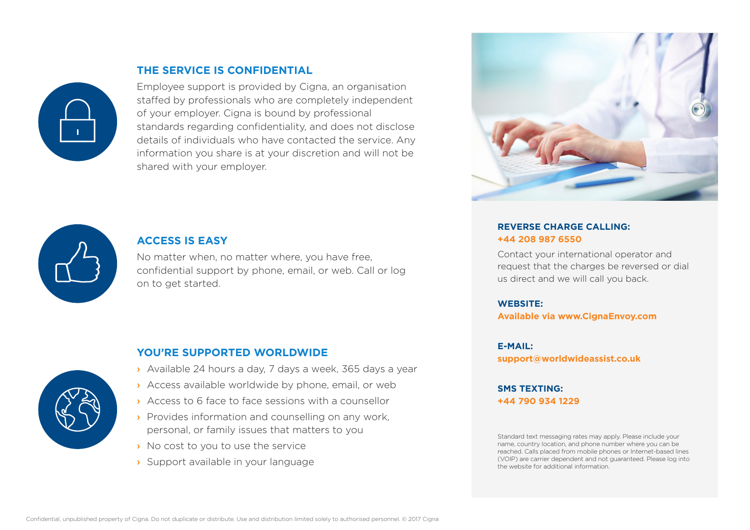## THE SERVICE IS CONFIDENTIAL

Employee support is provided by Cigna, an organisation staffed by professionals who are completely independent of your employer. Cigna is bound by professional standards regarding confidentiality, and does not disclose details of individuals who have contacted the service. Any information you share is at your discretion and will not be shared with your employer.

## ACCESS IS EASY

No matter when, no matter where, you have free, confidential support by phone, email, or web. Call or log on to get started.

## YOU'RE SUPPORTED WORLDWIDE

- Available 24 hours a day, 7 days a week, 365 days a year
- Access available worldwide by phone, email, or web
- Access to 6 face to face sessions with a counsellor
- Provides information and counselling on any work, personal, or family issues that matters to you
- No cost to you to use the service
- Support available in your language

**REVERSE CHARGE CALLING:**
**+44 208 987 6550**

Contact your international operator and request that the charges be reversed or dial us direct and we will call you back.

**WEBSITE:**
**Available via www.CignaEnvoy.com**

**E-MAIL:**
**support@worldwideassist.co.uk**

**SMS TEXTING:**
**+44 790 934 1229**

Standard text messaging rates may apply. Please include your name, country location, and phone number where you can be reached. Calls placed from mobile phones or Internet-based lines (VOIP) are carrier dependent and not guaranteed. Please log into the website for additional information.

Confidential, unpublished property of Cigna. Do not duplicate or distribute. Use and distribution limited solely to authorised personnel. © 2017 Cigna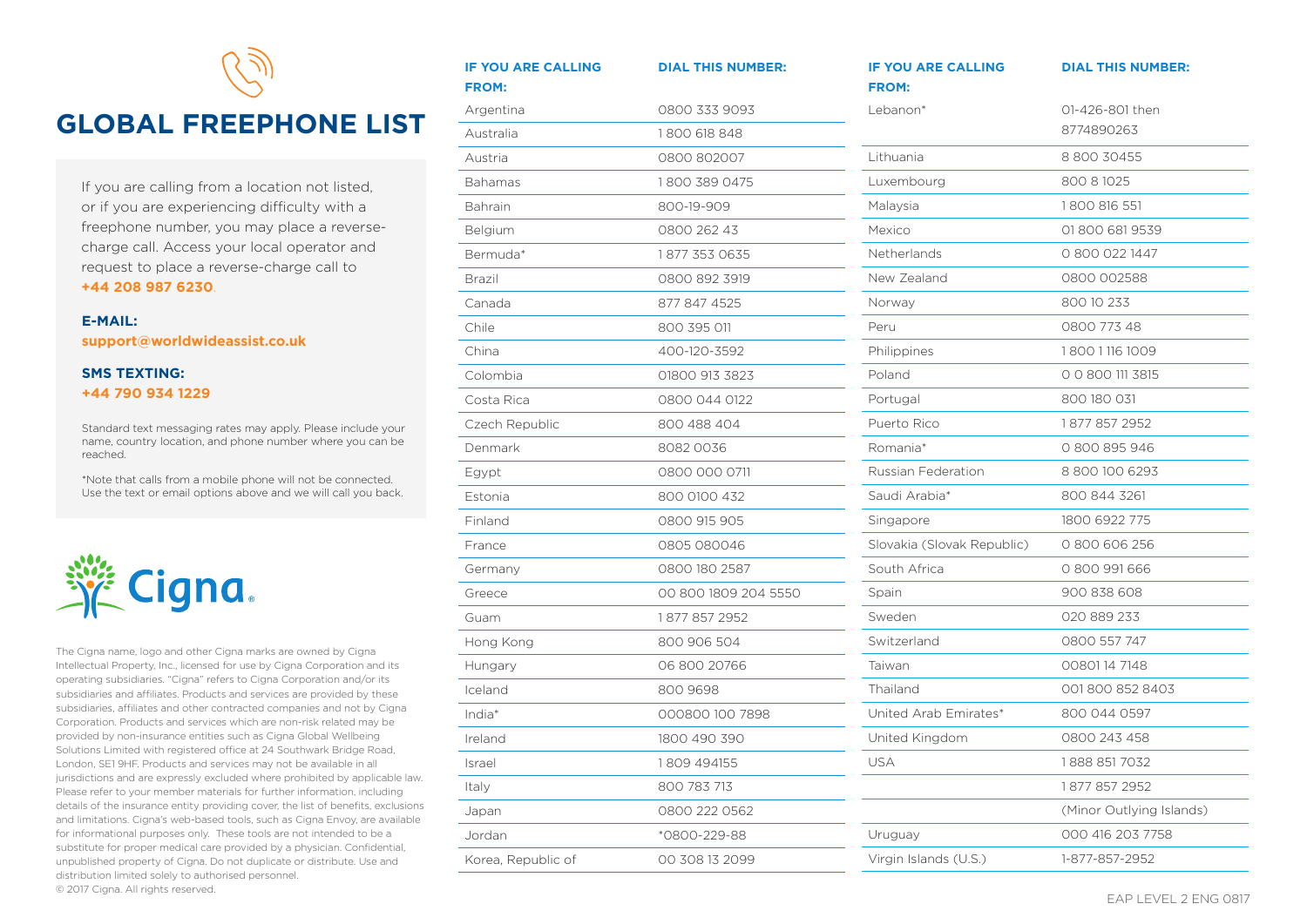# GLOBAL FREEPHONE LIST

If you are calling from a location not listed, or if you are experiencing difficulty with a freephone number, you may place a reverse-charge call. Access your local operator and request to place a reverse-charge call to **+44 208 987 6230**.

**E-MAIL:**
**support@worldwideassist.co.uk**

**SMS TEXTING:**
**+44 790 934 1229**

Standard text messaging rates may apply. Please include your name, country location, and phone number where you can be reached.

*Note that calls from a mobile phone will not be connected. Use the text or email options above and we will call you back.

Cigna.

The Cigna name, logo and other Cigna marks are owned by Cigna Intellectual Property, Inc., licensed for use by Cigna Corporation and its operating subsidiaries. "Cigna" refers to Cigna Corporation and/or its subsidiaries and affiliates. Products and services are provided by these subsidiaries, affiliates and other contracted companies and not by Cigna Corporation. Products and services which are non-risk related may be provided by non-insurance entities such as Cigna Global Wellbeing Solutions Limited with registered office at 24 Southwark Bridge Road, London, SE1 9HF. Products and services may not be available in all jurisdictions and are expressly excluded where prohibited by applicable law. Please refer to your member materials for further information, including details of the insurance entity providing cover, the list of benefits, exclusions and limitations. Cigna's web-based tools, such as Cigna Envoy, are available for informational purposes only. These tools are not intended to be a substitute for proper medical care provided by a physician. Confidential, unpublished property of Cigna. Do not duplicate or distribute. Use and distribution limited solely to authorised personnel.
© 2017 Cigna. All rights reserved.

| IF YOU ARE CALLING FROM: | DIAL THIS NUMBER: |
|---|---|
| Argentina | 0800 333 9093 |
| Australia | 1 800 618 848 |
| Austria | 0800 802007 |
| Bahamas | 1 800 389 0475 |
| Bahrain | 800-19-909 |
| Belgium | 0800 262 43 |
| Bermuda* | 1 877 353 0635 |
| Brazil | 0800 892 3919 |
| Canada | 877 847 4525 |
| Chile | 800 395 011 |
| China | 400-120-3592 |
| Colombia | 01800 913 3823 |
| Costa Rica | 0800 044 0122 |
| Czech Republic | 800 488 404 |
| Denmark | 8082 0036 |
| Egypt | 0800 000 0711 |
| Estonia | 800 0100 432 |
| Finland | 0800 915 905 |
| France | 0805 080046 |
| Germany | 0800 180 2587 |
| Greece | 00 800 1809 204 5550 |
| Guam | 1 877 857 2952 |
| Hong Kong | 800 906 504 |
| Hungary | 06 800 20766 |
| Iceland | 800 9698 |
| India* | 000800 100 7898 |
| Ireland | 1800 490 390 |
| Israel | 1 809 494155 |
| Italy | 800 783 713 |
| Japan | 0800 222 0562 |
| Jordan | *0800-229-88 |
| Korea, Republic of | 00 308 13 2099 |
| Lebanon* | 01-426-801 then 8774890263 |
| Lithuania | 8 800 30455 |
| Luxembourg | 800 8 1025 |
| Malaysia | 1 800 816 551 |
| Mexico | 01 800 681 9539 |
| Netherlands | 0 800 022 1447 |
| New Zealand | 0800 002588 |
| Norway | 800 10 233 |
| Peru | 0800 773 48 |
| Philippines | 1 800 1 116 1009 |
| Poland | 0 0 800 111 3815 |
| Portugal | 800 180 031 |
| Puerto Rico | 1 877 857 2952 |
| Romania* | 0 800 895 946 |
| Russian Federation | 8 800 100 6293 |
| Saudi Arabia* | 800 844 3261 |
| Singapore | 1800 6922 775 |
| Slovakia (Slovak Republic) | 0 800 606 256 |
| South Africa | 0 800 991 666 |
| Spain | 900 838 608 |
| Sweden | 020 889 233 |
| Switzerland | 0800 557 747 |
| Taiwan | 00801 14 7148 |
| Thailand | 001 800 852 8403 |
| United Arab Emirates* | 800 044 0597 |
| United Kingdom | 0800 243 458 |
| USA | 1 888 851 7032 |
| | 1 877 857 2952 |
| | (Minor Outlying Islands) |
| Uruguay | 000 416 203 7758 |
| Virgin Islands (U.S.) | 1-877-857-2952 |

EAP LEVEL 2 ENG 0817